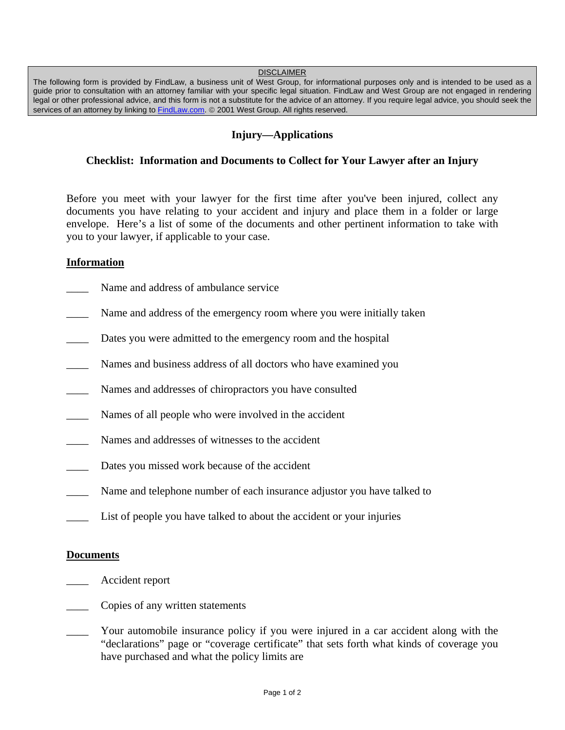DISCLAIMER

The following form is provided by FindLaw, a business unit of West Group, for informational purposes only and is intended to be used as a guide prior to consultation with an attorney familiar with your specific legal situation. FindLaw and West Group are not engaged in rendering legal or other professional advice, and this form is not a substitute for the advice of an attorney. If you require legal advice, you should seek the services of an attorney by linking to FindLaw.com. © 2001 West Group. All rights reserved.

## Injury—Applications

### Checklist: Information and Documents to Collect for Your Lawyer after an Injury

Before you meet with your lawyer for the first time after you've been injured, collect any documents you have relating to your accident and injury and place them in a folder or large envelope. Here's a list of some of the documents and other pertinent information to take with you to your lawyer, if applicable to your case.

**Information**

____ Name and address of ambulance service

____ Name and address of the emergency room where you were initially taken

____ Dates you were admitted to the emergency room and the hospital

____ Names and business address of all doctors who have examined you

____ Names and addresses of chiropractors you have consulted

____ Names of all people who were involved in the accident

____ Names and addresses of witnesses to the accident

____ Dates you missed work because of the accident

____ Name and telephone number of each insurance adjustor you have talked to

____ List of people you have talked to about the accident or your injuries

**Documents**

____ Accident report

____ Copies of any written statements

____ Your automobile insurance policy if you were injured in a car accident along with the "declarations" page or "coverage certificate" that sets forth what kinds of coverage you have purchased and what the policy limits are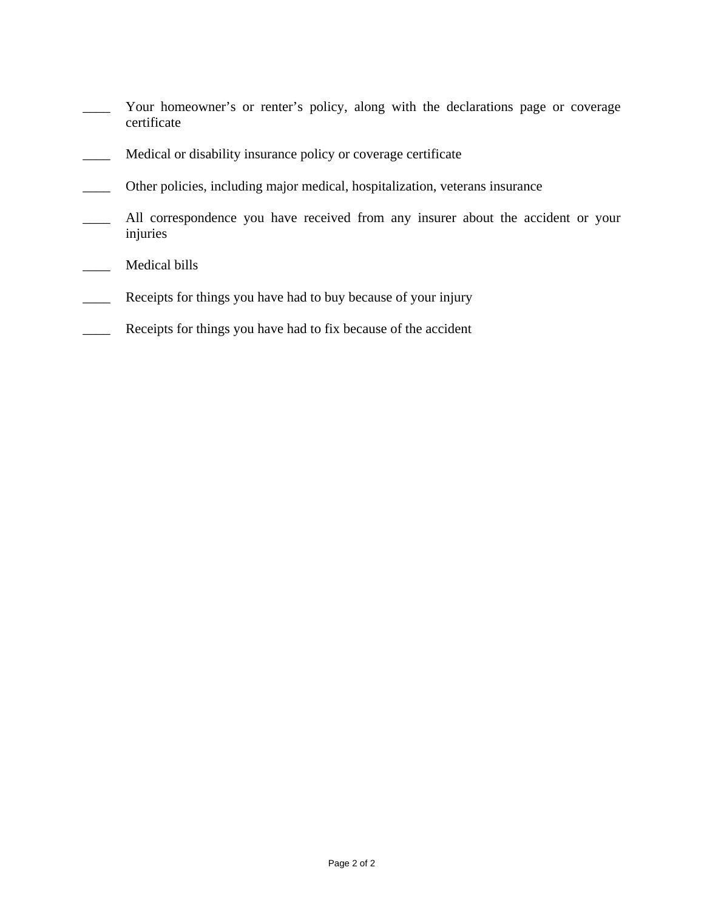____ Your homeowner's or renter's policy, along with the declarations page or coverage certificate

____ Medical or disability insurance policy or coverage certificate

____ Other policies, including major medical, hospitalization, veterans insurance

____ All correspondence you have received from any insurer about the accident or your injuries

____ Medical bills

____ Receipts for things you have had to buy because of your injury

____ Receipts for things you have had to fix because of the accident